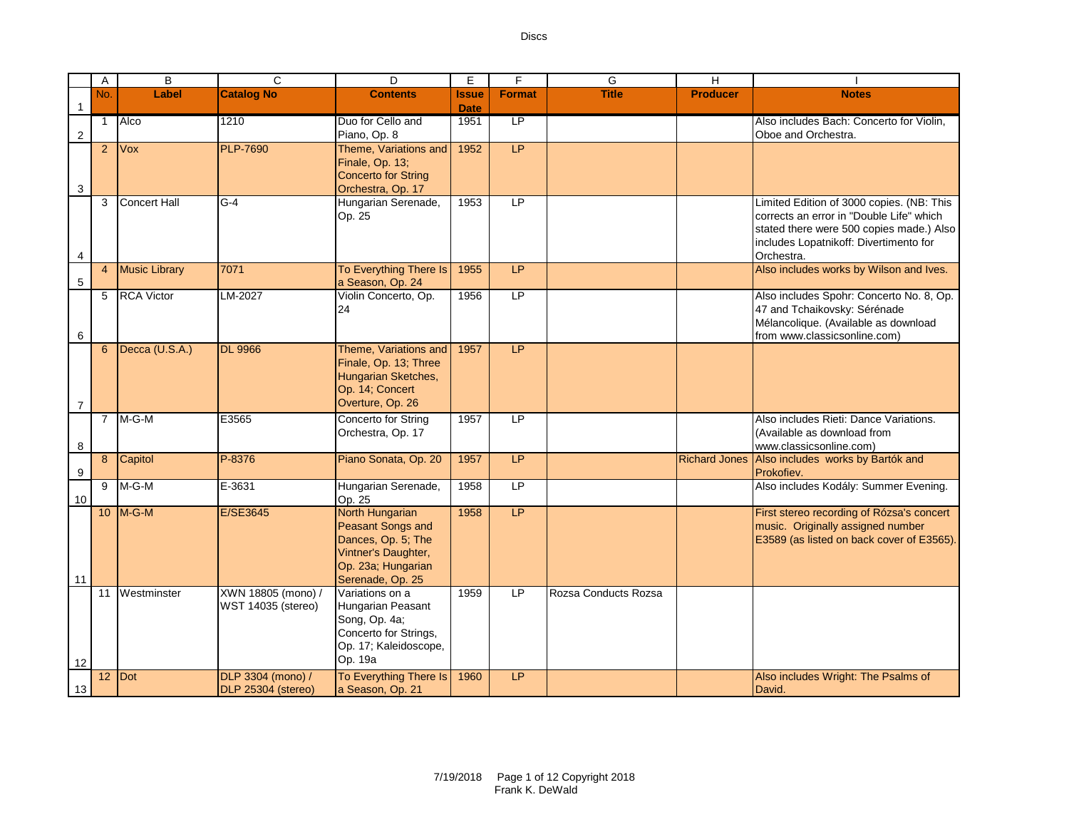| No. | Label | Catalog No | Contents | Issue Date | Format | Title | Producer | Notes |
|---|---|---|---|---|---|---|---|---|
| 1 | Alco | 1210 | Duo for Cello and Piano, Op. 8 | 1951 | LP | | | Also includes Bach: Concerto for Violin, Oboe and Orchestra. |
| 2 | Vox | PLP-7690 | Theme, Variations and Finale, Op. 13; Concerto for String Orchestra, Op. 17 | 1952 | LP | | | |
| 3 | Concert Hall | G-4 | Hungarian Serenade, Op. 25 | 1953 | LP | | | Limited Edition of 3000 copies. (NB: This corrects an error in "Double Life" which stated there were 500 copies made.) Also includes Lopatnikoff: Divertimento for Orchestra. |
| 4 | Music Library | 7071 | To Everything There Is a Season, Op. 24 | 1955 | LP | | | Also includes works by Wilson and Ives. |
| 5 | RCA Victor | LM-2027 | Violin Concerto, Op. 24 | 1956 | LP | | | Also includes Spohr: Concerto No. 8, Op. 47 and Tchaikovsky: Sérénade Mélancolique. (Available as download from www.classicsonline.com) |
| 6 | Decca (U.S.A.) | DL 9966 | Theme, Variations and Finale, Op. 13; Three Hungarian Sketches, Op. 14; Concert Overture, Op. 26 | 1957 | LP | | | |
| 7 | M-G-M | E3565 | Concerto for String Orchestra, Op. 17 | 1957 | LP | | | Also includes Rieti: Dance Variations. (Available as download from www.classicsonline.com) |
| 8 | Capitol | P-8376 | Piano Sonata, Op. 20 | 1957 | LP | | Richard Jones | Also includes works by Bartók and Prokofiev. |
| 9 | M-G-M | E-3631 | Hungarian Serenade, Op. 25 | 1958 | LP | | | Also includes Kodály: Summer Evening. |
| 10 | M-G-M | E/SE3645 | North Hungarian Peasant Songs and Dances, Op. 5; The Vintner's Daughter, Op. 23a; Hungarian Serenade, Op. 25 | 1958 | LP | | | First stereo recording of Rózsa's concert music. Originally assigned number E3589 (as listed on back cover of E3565). |
| 11 | Westminster | XWN 18805 (mono) / WST 14035 (stereo) | Variations on a Hungarian Peasant Song, Op. 4a; Concerto for Strings, Op. 17; Kaleidoscope, Op. 19a | 1959 | LP | Rozsa Conducts Rozsa | | |
| 12 | Dot | DLP 3304 (mono) / DLP 25304 (stereo) | To Everything There Is a Season, Op. 21 | 1960 | LP | | | Also includes Wright: The Psalms of David. |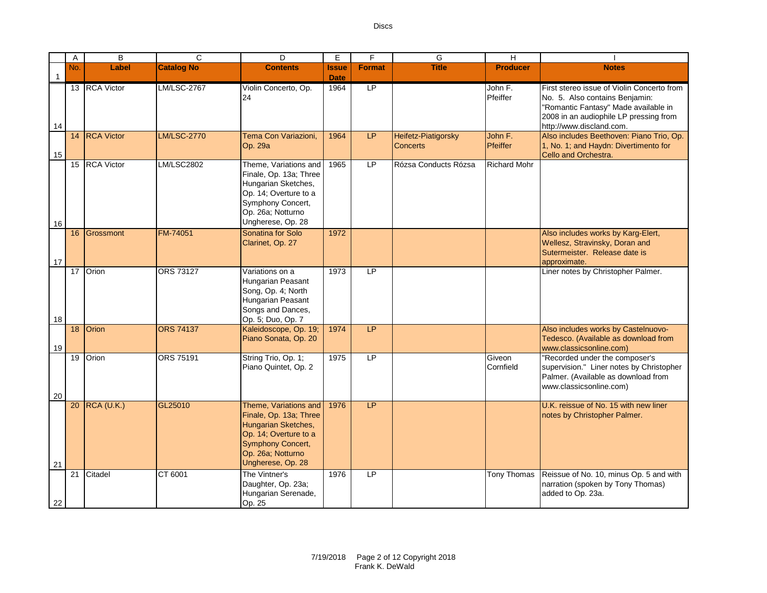| No. | Label | Catalog No | Contents | Issue Date | Format | Title | Producer | Notes |
|---|---|---|---|---|---|---|---|---|
| 13 | RCA Victor | LM/LSC-2767 | Violin Concerto, Op. 24 | 1964 | LP | | John F. Pfeiffer | First stereo issue of Violin Concerto from No. 5. Also contains Benjamin: "Romantic Fantasy" Made available in 2008 in an audiophile LP pressing from http://www.discland.com. |
| 14 | RCA Victor | LM/LSC-2770 | Tema Con Variazioni, Op. 29a | 1964 | LP | Heifetz-Piatigorsky Concerts | John F. Pfeiffer | Also includes Beethoven: Piano Trio, Op. 1, No. 1; and Haydn: Divertimento for Cello and Orchestra. |
| 15 | RCA Victor | LM/LSC2802 | Theme, Variations and Finale, Op. 13a; Three Hungarian Sketches, Op. 14; Overture to a Symphony Concert, Op. 26a; Notturno Ungherese, Op. 28 | 1965 | LP | Rózsa Conducts Rózsa | Richard Mohr | |
| 16 | Grossmont | FM-74051 | Sonatina for Solo Clarinet, Op. 27 | 1972 | | | | Also includes works by Karg-Elert, Wellesz, Stravinsky, Doran and Sutermeister. Release date is approximate. |
| 17 | Orion | ORS 73127 | Variations on a Hungarian Peasant Song, Op. 4; North Hungarian Peasant Songs and Dances, Op. 5; Duo, Op. 7 | 1973 | LP | | | Liner notes by Christopher Palmer. |
| 18 | Orion | ORS 74137 | Kaleidoscope, Op. 19; Piano Sonata, Op. 20 | 1974 | LP | | | Also includes works by Castelnuovo-Tedesco. (Available as download from www.classicsonline.com) |
| 19 | Orion | ORS 75191 | String Trio, Op. 1; Piano Quintet, Op. 2 | 1975 | LP | | Giveon Cornfield | "Recorded under the composer's supervision." Liner notes by Christopher Palmer. (Available as download from www.classicsonline.com) |
| 20 | RCA (U.K.) | GL25010 | Theme, Variations and Finale, Op. 13a; Three Hungarian Sketches, Op. 14; Overture to a Symphony Concert, Op. 26a; Notturno Ungherese, Op. 28 | 1976 | LP | | | U.K. reissue of No. 15 with new liner notes by Christopher Palmer. |
| 21 | Citadel | CT 6001 | The Vintner's Daughter, Op. 23a; Hungarian Serenade, Op. 25 | 1976 | LP | | Tony Thomas | Reissue of No. 10, minus Op. 5 and with narration (spoken by Tony Thomas) added to Op. 23a. |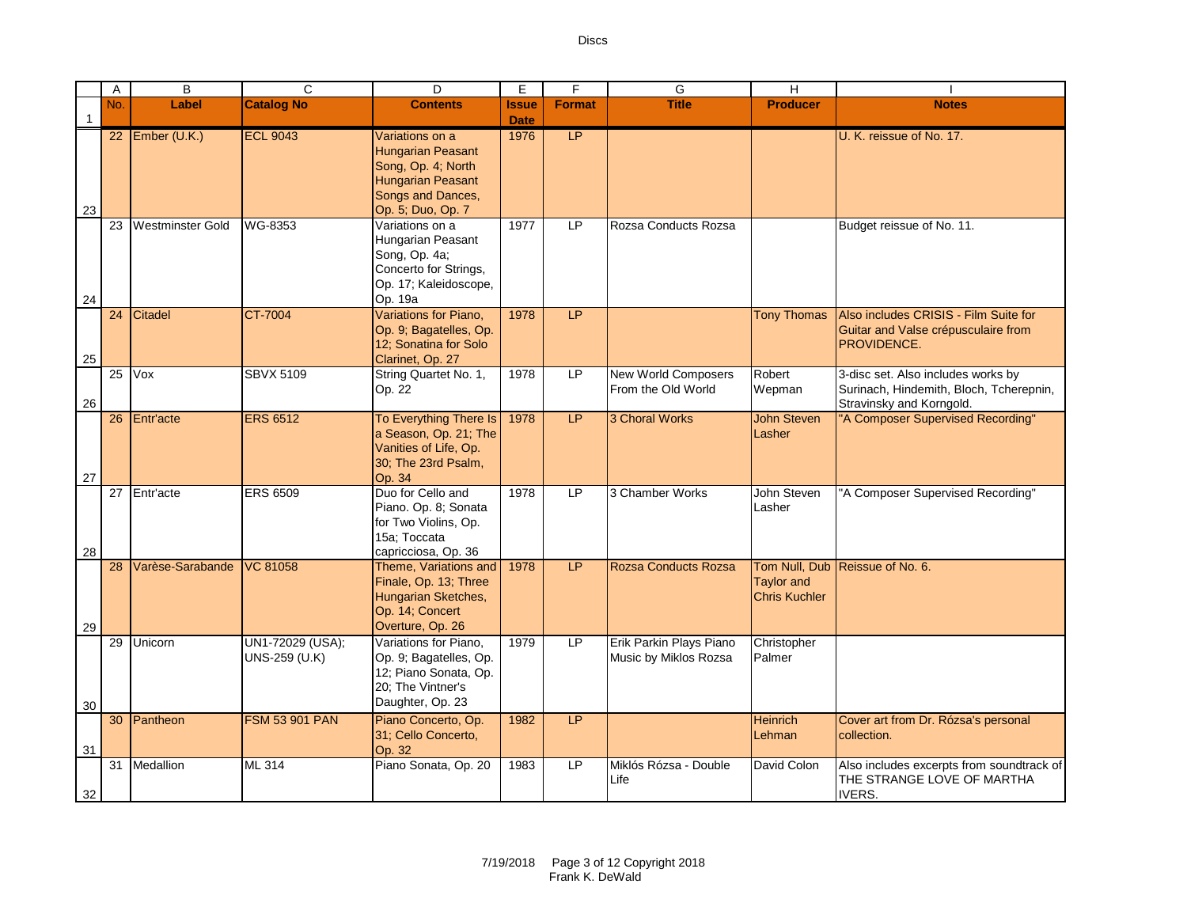| No. | Label | Catalog No | Contents | Issue Date | Format | Title | Producer | Notes |
|---|---|---|---|---|---|---|---|---|
| 22 | Ember (U.K.) | ECL 9043 | Variations on a Hungarian Peasant Song, Op. 4; North Hungarian Peasant Songs and Dances, Op. 5; Duo, Op. 7 | 1976 | LP | | | U. K. reissue of No. 17. |
| 23 | Westminster Gold | WG-8353 | Variations on a Hungarian Peasant Song, Op. 4a; Concerto for Strings, Op. 17; Kaleidoscope, Op. 19a | 1977 | LP | Rozsa Conducts Rozsa | | Budget reissue of No. 11. |
| 24 | Citadel | CT-7004 | Variations for Piano, Op. 9; Bagatelles, Op. 12; Sonatina for Solo Clarinet, Op. 27 | 1978 | LP | | Tony Thomas | Also includes CRISIS - Film Suite for Guitar and Valse crépusculaire from PROVIDENCE. |
| 25 | Vox | SBVX 5109 | String Quartet No. 1, Op. 22 | 1978 | LP | New World Composers From the Old World | Robert Wepman | 3-disc set. Also includes works by Surinach, Hindemith, Bloch, Tcherepnin, Stravinsky and Korngold. |
| 26 | Entr'acte | ERS 6512 | To Everything There Is a Season, Op. 21; The Vanities of Life, Op. 30; The 23rd Psalm, Op. 34 | 1978 | LP | 3 Choral Works | John Steven Lasher | "A Composer Supervised Recording" |
| 27 | Entr'acte | ERS 6509 | Duo for Cello and Piano. Op. 8; Sonata for Two Violins, Op. 15a; Toccata capricciosa, Op. 36 | 1978 | LP | 3 Chamber Works | John Steven Lasher | "A Composer Supervised Recording" |
| 28 | Varèse-Sarabande | VC 81058 | Theme, Variations and Finale, Op. 13; Three Hungarian Sketches, Op. 14; Concert Overture, Op. 26 | 1978 | LP | Rozsa Conducts Rozsa | Tom Null, Dub Taylor and Chris Kuchler | Reissue of No. 6. |
| 29 | Unicorn | UN1-72029 (USA); UNS-259 (U.K) | Variations for Piano, Op. 9; Bagatelles, Op. 12; Piano Sonata, Op. 20; The Vintner's Daughter, Op. 23 | 1979 | LP | Erik Parkin Plays Piano Music by Miklos Rozsa | Christopher Palmer | |
| 30 | Pantheon | FSM 53 901 PAN | Piano Concerto, Op. 31; Cello Concerto, Op. 32 | 1982 | LP | | Heinrich Lehman | Cover art from Dr. Rózsa's personal collection. |
| 31 | Medallion | ML 314 | Piano Sonata, Op. 20 | 1983 | LP | Miklós Rózsa - Double Life | David Colon | Also includes excerpts from soundtrack of THE STRANGE LOVE OF MARTHA IVERS. |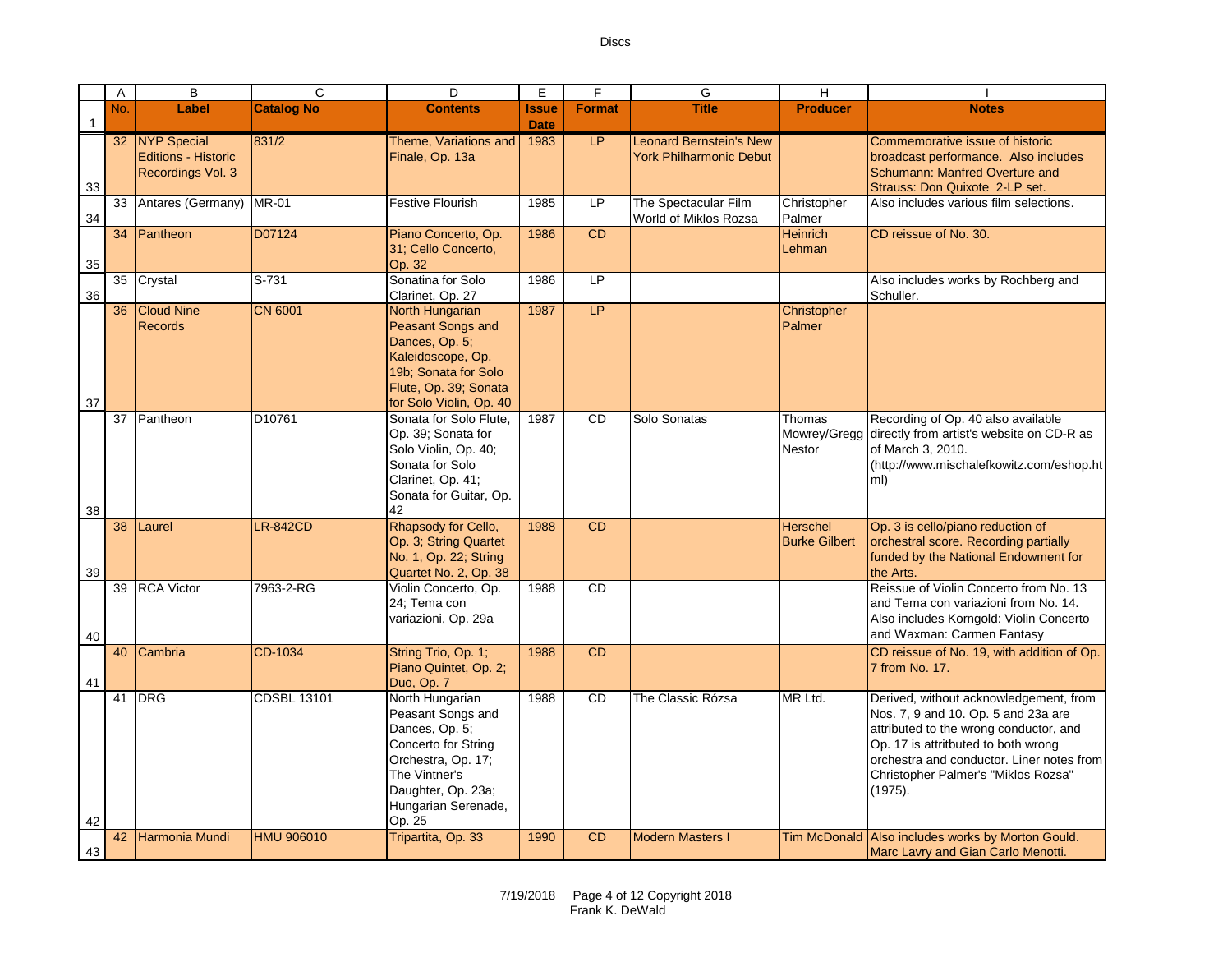| No. | Label | Catalog No | Contents | Issue Date | Format | Title | Producer | Notes |
|---|---|---|---|---|---|---|---|---|
| 32 | NYP Special Editions - Historic Recordings Vol. 3 | 831/2 | Theme, Variations and Finale, Op. 13a | 1983 | LP | Leonard Bernstein's New York Philharmonic Debut | | Commemorative issue of historic broadcast performance. Also includes Schumann: Manfred Overture and Strauss: Don Quixote 2-LP set. |
| 33 | Antares (Germany) | MR-01 | Festive Flourish | 1985 | LP | The Spectacular Film World of Miklos Rozsa | Christopher Palmer | Also includes various film selections. |
| 34 | Pantheon | D07124 | Piano Concerto, Op. 31; Cello Concerto, Op. 32 | 1986 | CD | | Heinrich Lehman | CD reissue of No. 30. |
| 35 | Crystal | S-731 | Sonatina for Solo Clarinet, Op. 27 | 1986 | LP | | | Also includes works by Rochberg and Schuller. |
| 36 | Cloud Nine Records | CN 6001 | North Hungarian Peasant Songs and Dances, Op. 5; Kaleidoscope, Op. 19b; Sonata for Solo Flute, Op. 39; Sonata for Solo Violin, Op. 40 | 1987 | LP | | Christopher Palmer | |
| 37 | Pantheon | D10761 | Sonata for Solo Flute, Op. 39; Sonata for Solo Violin, Op. 40; Sonata for Solo Clarinet, Op. 41; Sonata for Guitar, Op. 42 | 1987 | CD | Solo Sonatas | Thomas Mowrey/Gregg Nestor | Recording of Op. 40 also available directly from artist's website on CD-R as of March 3, 2010. (http://www.mischalefkowitz.com/eshop.html) |
| 38 | Laurel | LR-842CD | Rhapsody for Cello, Op. 3; String Quartet No. 1, Op. 22; String Quartet No. 2, Op. 38 | 1988 | CD | | Herschel Burke Gilbert | Op. 3 is cello/piano reduction of orchestral score. Recording partially funded by the National Endowment for the Arts. |
| 39 | RCA Victor | 7963-2-RG | Violin Concerto, Op. 24; Tema con variazioni, Op. 29a | 1988 | CD | | | Reissue of Violin Concerto from No. 13 and Tema con variazioni from No. 14. Also includes Korngold: Violin Concerto and Waxman: Carmen Fantasy |
| 40 | Cambria | CD-1034 | String Trio, Op. 1; Piano Quintet, Op. 2; Duo, Op. 7 | 1988 | CD | | | CD reissue of No. 19, with addition of Op. 7 from No. 17. |
| 41 | DRG | CDSBL 13101 | North Hungarian Peasant Songs and Dances, Op. 5; Concerto for String Orchestra, Op. 17; The Vintner's Daughter, Op. 23a; Hungarian Serenade, Op. 25 | 1988 | CD | The Classic Rózsa | MR Ltd. | Derived, without acknowledgement, from Nos. 7, 9 and 10. Op. 5 and 23a are attributed to the wrong conductor, and Op. 17 is attritbuted to both wrong orchestra and conductor. Liner notes from Christopher Palmer's "Miklos Rozsa" (1975). |
| 42 | Harmonia Mundi | HMU 906010 | Tripartita, Op. 33 | 1990 | CD | Modern Masters I | Tim McDonald | Also includes works by Morton Gould. Marc Lavry and Gian Carlo Menotti. |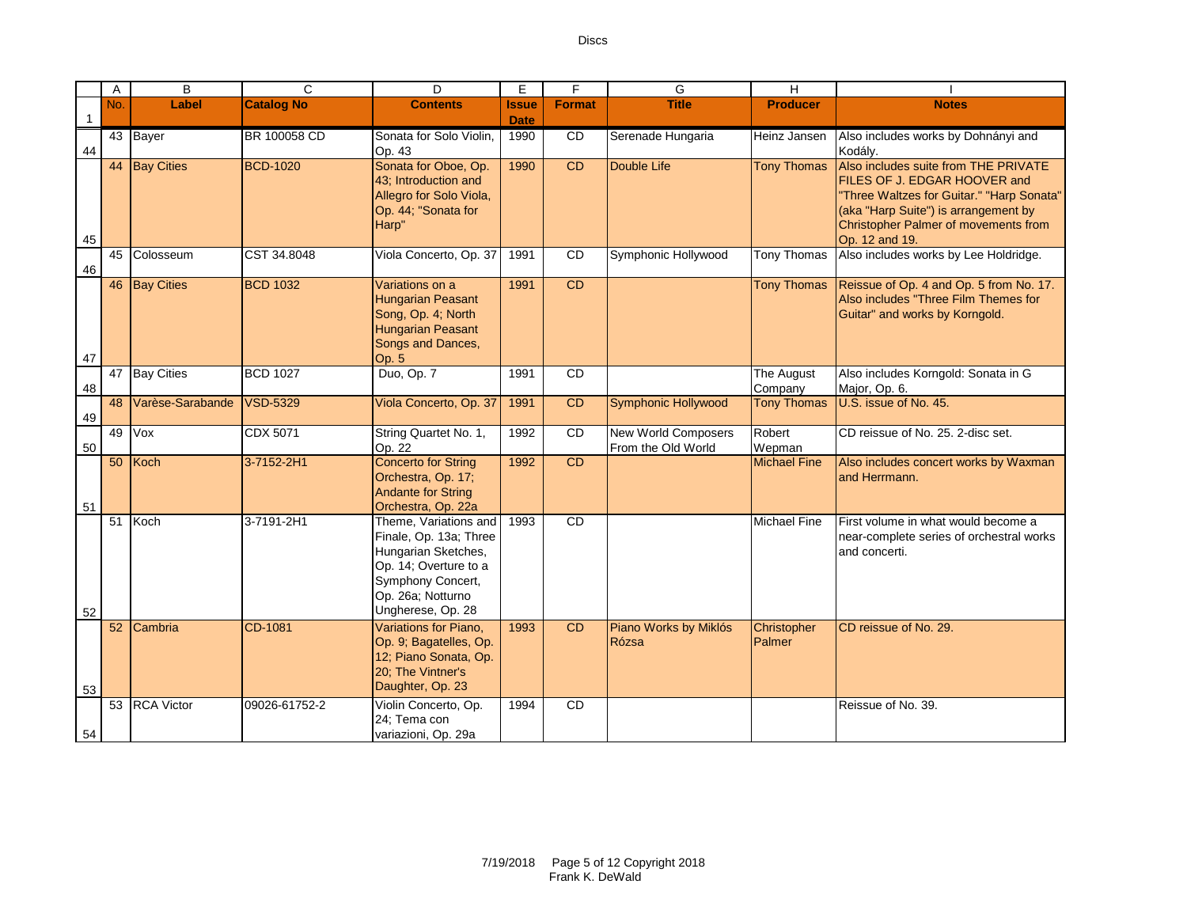| No. | Label | Catalog No | Contents | Issue Date | Format | Title | Producer | Notes |
|---|---|---|---|---|---|---|---|---|
| 43 | Bayer | BR 100058 CD | Sonata for Solo Violin, Op. 43 | 1990 | CD | Serenade Hungaria | Heinz Jansen | Also includes works by Dohnányi and Kodály. |
| 44 | Bay Cities | BCD-1020 | Sonata for Oboe, Op. 43; Introduction and Allegro for Solo Viola, Op. 44; "Sonata for Harp" | 1990 | CD | Double Life | Tony Thomas | Also includes suite from THE PRIVATE FILES OF J. EDGAR HOOVER and "Three Waltzes for Guitar." "Harp Sonata" (aka "Harp Suite") is arrangement by Christopher Palmer of movements from Op. 12 and 19. |
| 45 | Colosseum | CST 34.8048 | Viola Concerto, Op. 37 | 1991 | CD | Symphonic Hollywood | Tony Thomas | Also includes works by Lee Holdridge. |
| 46 | Bay Cities | BCD 1032 | Variations on a Hungarian Peasant Song, Op. 4; North Hungarian Peasant Songs and Dances, Op. 5 | 1991 | CD | | Tony Thomas | Reissue of Op. 4 and Op. 5 from No. 17. Also includes "Three Film Themes for Guitar" and works by Korngold. |
| 47 | Bay Cities | BCD 1027 | Duo, Op. 7 | 1991 | CD | | The August Company | Also includes Korngold: Sonata in G Major, Op. 6. |
| 48 | Varèse-Sarabande | VSD-5329 | Viola Concerto, Op. 37 | 1991 | CD | Symphonic Hollywood | Tony Thomas | U.S. issue of No. 45. |
| 49 | Vox | CDX 5071 | String Quartet No. 1, Op. 22 | 1992 | CD | New World Composers From the Old World | Robert Wepman | CD reissue of No. 25. 2-disc set. |
| 50 | Koch | 3-7152-2H1 | Concerto for String Orchestra, Op. 17; Andante for String Orchestra, Op. 22a | 1992 | CD | | Michael Fine | Also includes concert works by Waxman and Herrmann. |
| 51 | Koch | 3-7191-2H1 | Theme, Variations and Finale, Op. 13a; Three Hungarian Sketches, Op. 14; Overture to a Symphony Concert, Op. 26a; Notturno Ungherese, Op. 28 | 1993 | CD | | Michael Fine | First volume in what would become a near-complete series of orchestral works and concerti. |
| 52 | Cambria | CD-1081 | Variations for Piano, Op. 9; Bagatelles, Op. 12; Piano Sonata, Op. 20; The Vintner's Daughter, Op. 23 | 1993 | CD | Piano Works by Miklós Rózsa | Christopher Palmer | CD reissue of No. 29. |
| 53 | RCA Victor | 09026-61752-2 | Violin Concerto, Op. 24; Tema con variazioni, Op. 29a | 1994 | CD | | | Reissue of No. 39. |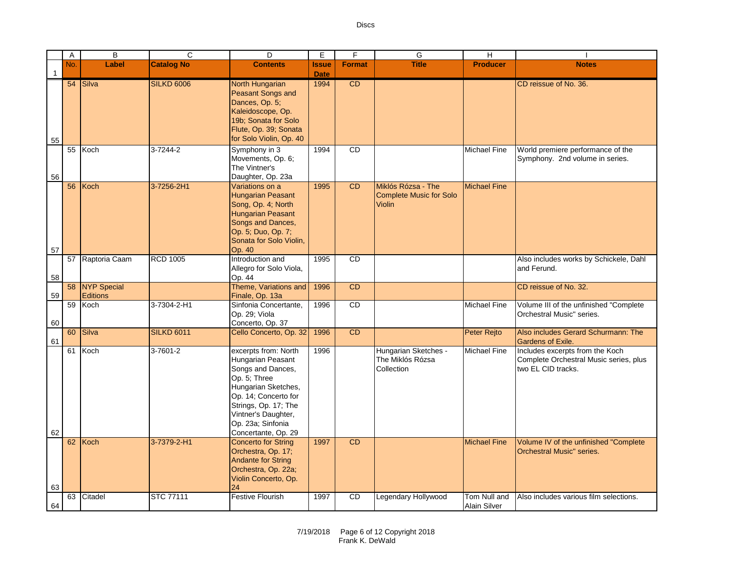| No. | Label | Catalog No | Contents | Issue Date | Format | Title | Producer | Notes |
|---|---|---|---|---|---|---|---|---|
| 54 | Silva | SILKD 6006 | North Hungarian Peasant Songs and Dances, Op. 5; Kaleidoscope, Op. 19b; Sonata for Solo Flute, Op. 39; Sonata for Solo Violin, Op. 40 | 1994 | CD | | | CD reissue of No. 36. |
| 55 | Koch | 3-7244-2 | Symphony in 3 Movements, Op. 6; The Vintner's Daughter, Op. 23a | 1994 | CD | | Michael Fine | World premiere performance of the Symphony. 2nd volume in series. |
| 56 | Koch | 3-7256-2H1 | Variations on a Hungarian Peasant Song, Op. 4; North Hungarian Peasant Songs and Dances, Op. 5; Duo, Op. 7; Sonata for Solo Violin, Op. 40 | 1995 | CD | Miklós Rózsa - The Complete Music for Solo Violin | Michael Fine | |
| 57 | Raptoria Caam | RCD 1005 | Introduction and Allegro for Solo Viola, Op. 44 | 1995 | CD | | | Also includes works by Schickele, Dahl and Ferund. |
| 58 | NYP Special Editions | | Theme, Variations and Finale, Op. 13a | 1996 | CD | | | CD reissue of No. 32. |
| 59 | Koch | 3-7304-2-H1 | Sinfonia Concertante, Op. 29; Viola Concerto, Op. 37 | 1996 | CD | | Michael Fine | Volume III of the unfinished "Complete Orchestral Music" series. |
| 60 | Silva | SILKD 6011 | Cello Concerto, Op. 32 | 1996 | CD | | Peter Rejto | Also includes Gerard Schurmann: The Gardens of Exile. |
| 61 | Koch | 3-7601-2 | excerpts from: North Hungarian Peasant Songs and Dances, Op. 5; Three Hungarian Sketches, Op. 14; Concerto for Strings, Op. 17; The Vintner's Daughter, Op. 23a; Sinfonia Concertante, Op. 29 | 1996 | | Hungarian Sketches - The Miklós Rózsa Collection | Michael Fine | Includes excerpts from the Koch Complete Orchestral Music series, plus two EL CID tracks. |
| 62 | Koch | 3-7379-2-H1 | Concerto for String Orchestra, Op. 17; Andante for String Orchestra, Op. 22a; Violin Concerto, Op. 24 | 1997 | CD | | Michael Fine | Volume IV of the unfinished "Complete Orchestral Music" series. |
| 63 | Citadel | STC 77111 | Festive Flourish | 1997 | CD | Legendary Hollywood | Tom Null and Alain Silver | Also includes various film selections. |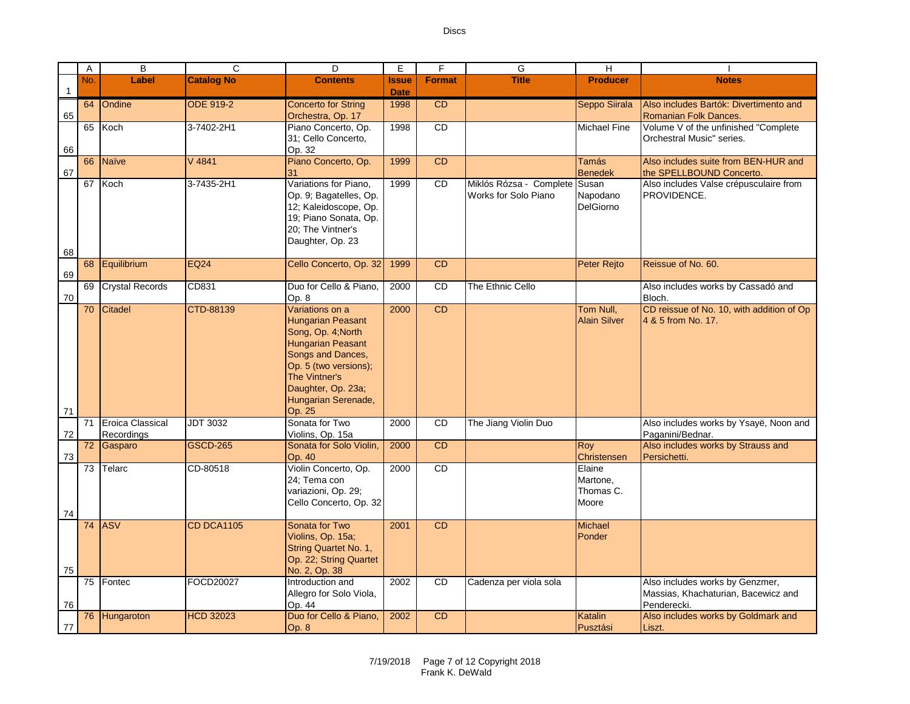| No. | Label | Catalog No | Contents | Issue Date | Format | Title | Producer | Notes |
|---|---|---|---|---|---|---|---|---|
| 64 | Ondine | ODE 919-2 | Concerto for String Orchestra, Op. 17 | 1998 | CD | | Seppo Siirala | Also includes Bartók: Divertimento and Romanian Folk Dances. |
| 65 | Koch | 3-7402-2H1 | Piano Concerto, Op. 31; Cello Concerto, Op. 32 | 1998 | CD | | Michael Fine | Volume V of the unfinished "Complete Orchestral Music" series. |
| 66 | Naïve | V 4841 | Piano Concerto, Op. 31 | 1999 | CD | | Tamás Benedek | Also includes suite from BEN-HUR and the SPELLBOUND Concerto. |
| 67 | Koch | 3-7435-2H1 | Variations for Piano, Op. 9; Bagatelles, Op. 12; Kaleidoscope, Op. 19; Piano Sonata, Op. 20; The Vintner's Daughter, Op. 23 | 1999 | CD | Miklós Rózsa - Complete Works for Solo Piano | Susan Napodano DelGiorno | Also includes Valse crépusculaire from PROVIDENCE. |
| 68 | Equilibrium | EQ24 | Cello Concerto, Op. 32 | 1999 | CD | | Peter Rejto | Reissue of No. 60. |
| 69 | Crystal Records | CD831 | Duo for Cello & Piano, Op. 8 | 2000 | CD | The Ethnic Cello | | Also includes works by Cassadó and Bloch. |
| 70 | Citadel | CTD-88139 | Variations on a Hungarian Peasant Song, Op. 4;North Hungarian Peasant Songs and Dances, Op. 5 (two versions); The Vintner's Daughter, Op. 23a; Hungarian Serenade, Op. 25 | 2000 | CD | | Tom Null, Alain Silver | CD reissue of No. 10, with addition of Op 4 & 5 from No. 17. |
| 71 | Eroica Classical Recordings | JDT 3032 | Sonata for Two Violins, Op. 15a | 2000 | CD | The Jiang Violin Duo | | Also includes works by Ysayë, Noon and Paganini/Bednar. |
| 72 | Gasparo | GSCD-265 | Sonata for Solo Violin, Op. 40 | 2000 | CD | | Roy Christensen | Also includes works by Strauss and Persichetti. |
| 73 | Telarc | CD-80518 | Violin Concerto, Op. 24; Tema con variazioni, Op. 29; Cello Concerto, Op. 32 | 2000 | CD | | Elaine Martone, Thomas C. Moore | |
| 74 | ASV | CD DCA1105 | Sonata for Two Violins, Op. 15a; String Quartet No. 1, Op. 22; String Quartet No. 2, Op. 38 | 2001 | CD | | Michael Ponder | |
| 75 | Fontec | FOCD20027 | Introduction and Allegro for Solo Viola, Op. 44 | 2002 | CD | Cadenza per viola sola | | Also includes works by Genzmer, Massias, Khachaturian, Bacewicz and Penderecki. |
| 76 | Hungaroton | HCD 32023 | Duo for Cello & Piano, Op. 8 | 2002 | CD | | Katalin Pusztási | Also includes works by Goldmark and Liszt. |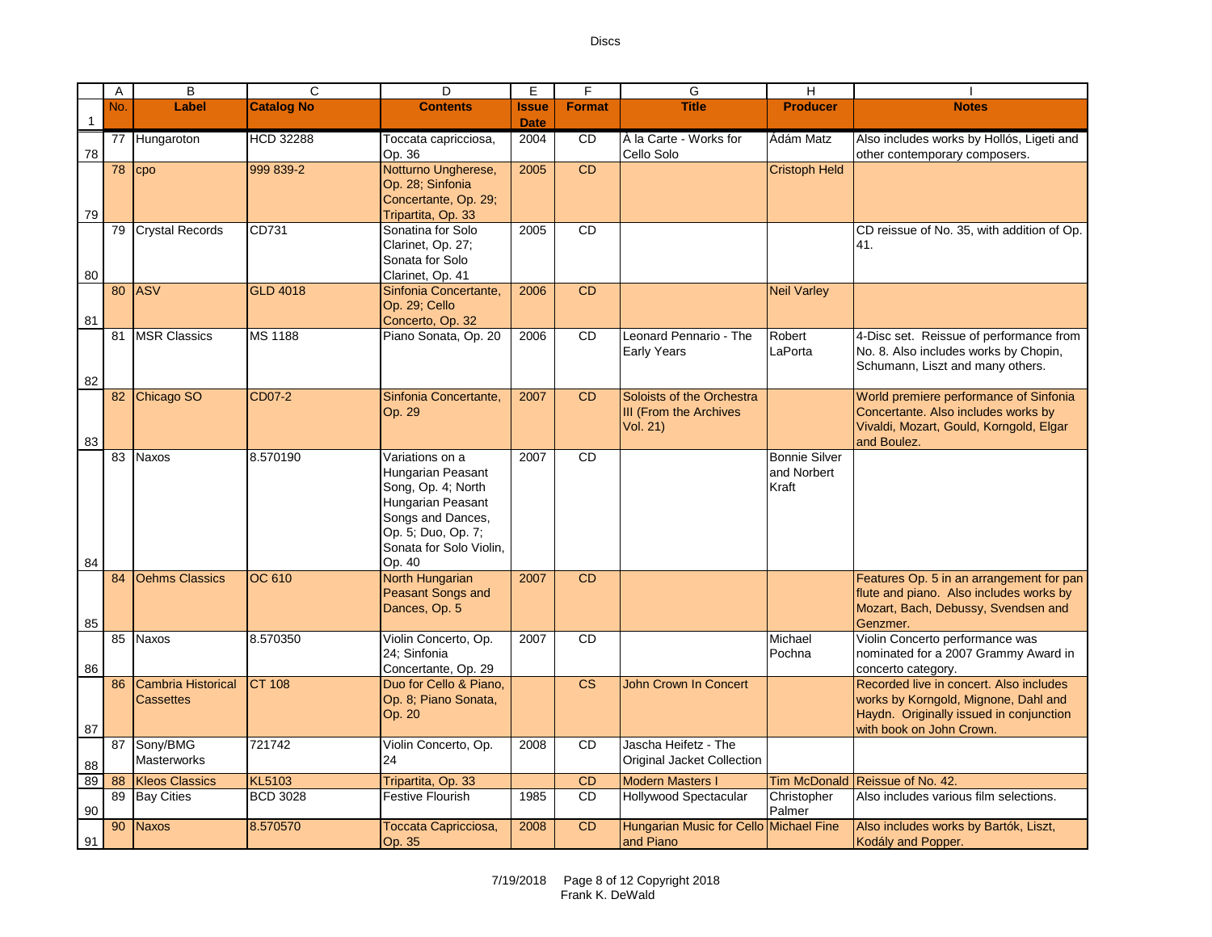| No. | Label | Catalog No | Contents | Issue Date | Format | Title | Producer | Notes |
|---|---|---|---|---|---|---|---|---|
| 77 | Hungaroton | HCD 32288 | Toccata capricciosa, Op. 36 | 2004 | CD | À la Carte - Works for Cello Solo | Ádám Matz | Also includes works by Hollós, Ligeti and other contemporary composers. |
| 78 | cpo | 999 839-2 | Notturno Ungherese, Op. 28; Sinfonia Concertante, Op. 29; Tripartita, Op. 33 | 2005 | CD | | Cristoph Held | |
| 79 | Crystal Records | CD731 | Sonatina for Solo Clarinet, Op. 27; Sonata for Solo Clarinet, Op. 41 | 2005 | CD | | | CD reissue of No. 35, with addition of Op. 41. |
| 80 | ASV | GLD 4018 | Sinfonia Concertante, Op. 29; Cello Concerto, Op. 32 | 2006 | CD | | Neil Varley | |
| 81 | MSR Classics | MS 1188 | Piano Sonata, Op. 20 | 2006 | CD | Leonard Pennario - The Early Years | Robert LaPorta | 4-Disc set. Reissue of performance from No. 8. Also includes works by Chopin, Schumann, Liszt and many others. |
| 82 | Chicago SO | CD07-2 | Sinfonia Concertante, Op. 29 | 2007 | CD | Soloists of the Orchestra III (From the Archives Vol. 21) | | World premiere performance of Sinfonia Concertante. Also includes works by Vivaldi, Mozart, Gould, Korngold, Elgar and Boulez. |
| 83 | Naxos | 8.570190 | Variations on a Hungarian Peasant Song, Op. 4; North Hungarian Peasant Songs and Dances, Op. 5; Duo, Op. 7; Sonata for Solo Violin, Op. 40 | 2007 | CD | | Bonnie Silver and Norbert Kraft | |
| 84 | Oehms Classics | OC 610 | North Hungarian Peasant Songs and Dances, Op. 5 | 2007 | CD | | | Features Op. 5 in an arrangement for pan flute and piano. Also includes works by Mozart, Bach, Debussy, Svendsen and Genzmer. |
| 85 | Naxos | 8.570350 | Violin Concerto, Op. 24; Sinfonia Concertante, Op. 29 | 2007 | CD | | Michael Pochna | Violin Concerto performance was nominated for a 2007 Grammy Award in concerto category. |
| 86 | Cambria Historical Cassettes | CT 108 | Duo for Cello & Piano, Op. 8; Piano Sonata, Op. 20 | | CS | John Crown In Concert | | Recorded live in concert. Also includes works by Korngold, Mignone, Dahl and Haydn. Originally issued in conjunction with book on John Crown. |
| 87 | Sony/BMG Masterworks | 721742 | Violin Concerto, Op. 24 | 2008 | CD | Jascha Heifetz - The Original Jacket Collection | | |
| 88 | Kleos Classics | KL5103 | Tripartita, Op. 33 | | CD | Modern Masters I | Tim McDonald | Reissue of No. 42. |
| 89 | Bay Cities | BCD 3028 | Festive Flourish | 1985 | CD | Hollywood Spectacular | Christopher Palmer | Also includes various film selections. |
| 90 | Naxos | 8.570570 | Toccata Capricciosa, Op. 35 | 2008 | CD | Hungarian Music for Cello and Piano | Michael Fine | Also includes works by Bartók, Liszt, Kodály and Popper. |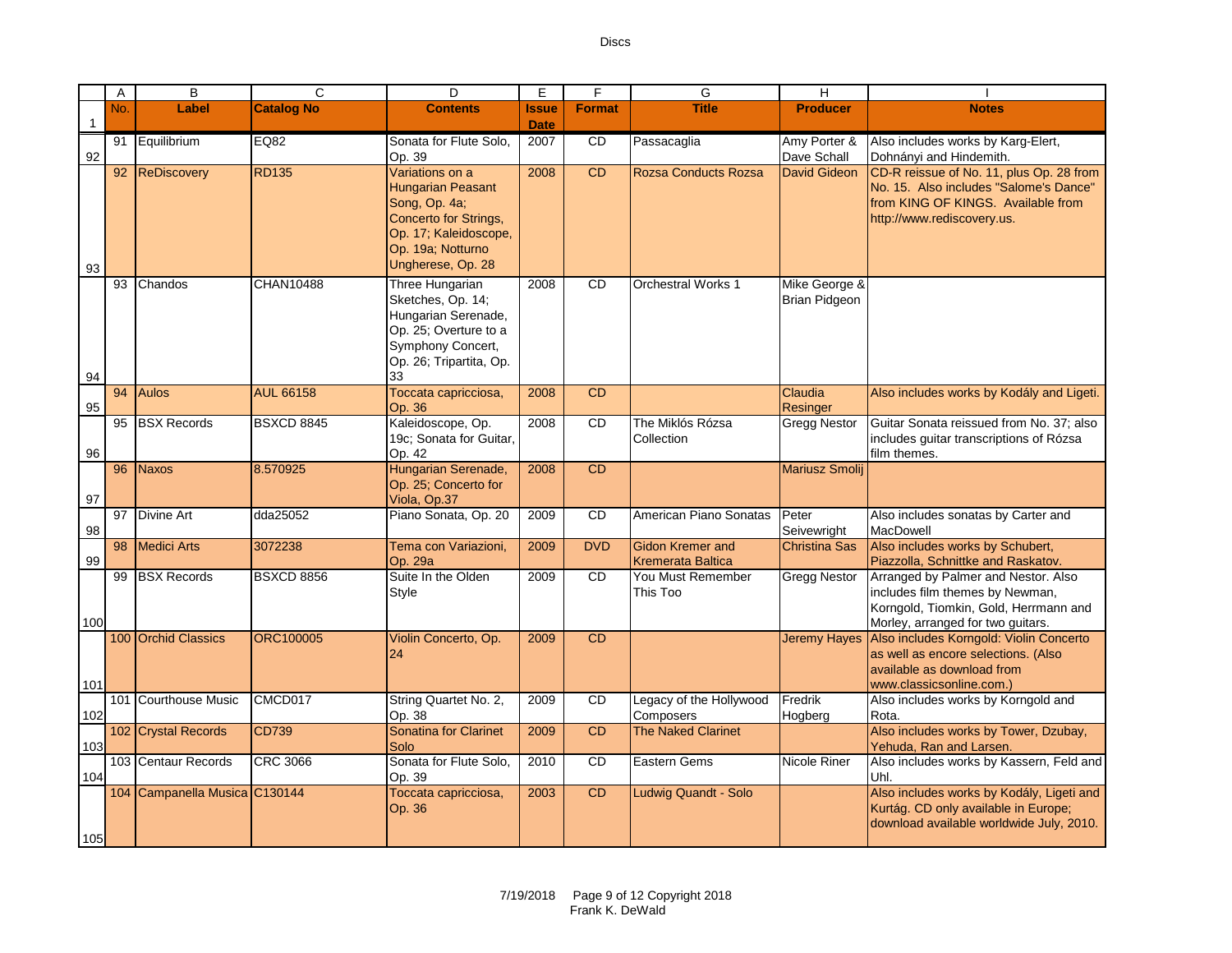| No. | Label | Catalog No | Contents | Issue Date | Format | Title | Producer | Notes |
|---|---|---|---|---|---|---|---|---|
| 91 | Equilibrium | EQ82 | Sonata for Flute Solo, Op. 39 | 2007 | CD | Passacaglia | Amy Porter & Dave Schall | Also includes works by Karg-Elert, Dohnányi and Hindemith. |
| 92 | ReDiscovery | RD135 | Variations on a Hungarian Peasant Song, Op. 4a; Concerto for Strings, Op. 17; Kaleidoscope, Op. 19a; Notturno Ungherese, Op. 28 | 2008 | CD | Rozsa Conducts Rozsa | David Gideon | CD-R reissue of No. 11, plus Op. 28 from No. 15. Also includes "Salome's Dance" from KING OF KINGS. Available from http://www.rediscovery.us. |
| 93 | Chandos | CHAN10488 | Three Hungarian Sketches, Op. 14; Hungarian Serenade, Op. 25; Overture to a Symphony Concert, Op. 26; Tripartita, Op. 33 | 2008 | CD | Orchestral Works 1 | Mike George & Brian Pidgeon | |
| 94 | Aulos | AUL 66158 | Toccata capricciosa, Op. 36 | 2008 | CD | | Claudia Resinger | Also includes works by Kodály and Ligeti. |
| 95 | BSX Records | BSXCD 8845 | Kaleidoscope, Op. 19c; Sonata for Guitar, Op. 42 | 2008 | CD | The Miklós Rózsa Collection | Gregg Nestor | Guitar Sonata reissued from No. 37; also includes guitar transcriptions of Rózsa film themes. |
| 96 | Naxos | 8.570925 | Hungarian Serenade, Op. 25; Concerto for Viola, Op.37 | 2008 | CD | | Mariusz Smolij | |
| 97 | Divine Art | dda25052 | Piano Sonata, Op. 20 | 2009 | CD | American Piano Sonatas | Peter Seivewright | Also includes sonatas by Carter and MacDowell |
| 98 | Medici Arts | 3072238 | Tema con Variazioni, Op. 29a | 2009 | DVD | Gidon Kremer and Kremerata Baltica | Christina Sas | Also includes works by Schubert, Piazzolla, Schnittke and Raskatov. |
| 99 | BSX Records | BSXCD 8856 | Suite In the Olden Style | 2009 | CD | You Must Remember This Too | Gregg Nestor | Arranged by Palmer and Nestor. Also includes film themes by Newman, Korngold, Tiomkin, Gold, Herrmann and Morley, arranged for two guitars. |
| 100 | Orchid Classics | ORC100005 | Violin Concerto, Op. 24 | 2009 | CD | | Jeremy Hayes | Also includes Korngold: Violin Concerto as well as encore selections. (Also available as download from www.classicsonline.com.) |
| 101 | Courthouse Music | CMCD017 | String Quartet No. 2, Op. 38 | 2009 | CD | Legacy of the Hollywood Composers | Fredrik Hogberg | Also includes works by Korngold and Rota. |
| 102 | Crystal Records | CD739 | Sonatina for Clarinet Solo | 2009 | CD | The Naked Clarinet | | Also includes works by Tower, Dzubay, Yehuda, Ran and Larsen. |
| 103 | Centaur Records | CRC 3066 | Sonata for Flute Solo, Op. 39 | 2010 | CD | Eastern Gems | Nicole Riner | Also includes works by Kassern, Feld and Uhl. |
| 104 | Campanella Musica | C130144 | Toccata capricciosa, Op. 36 | 2003 | CD | Ludwig Quandt - Solo | | Also includes works by Kodály, Ligeti and Kurtág. CD only available in Europe; download available worldwide July, 2010. |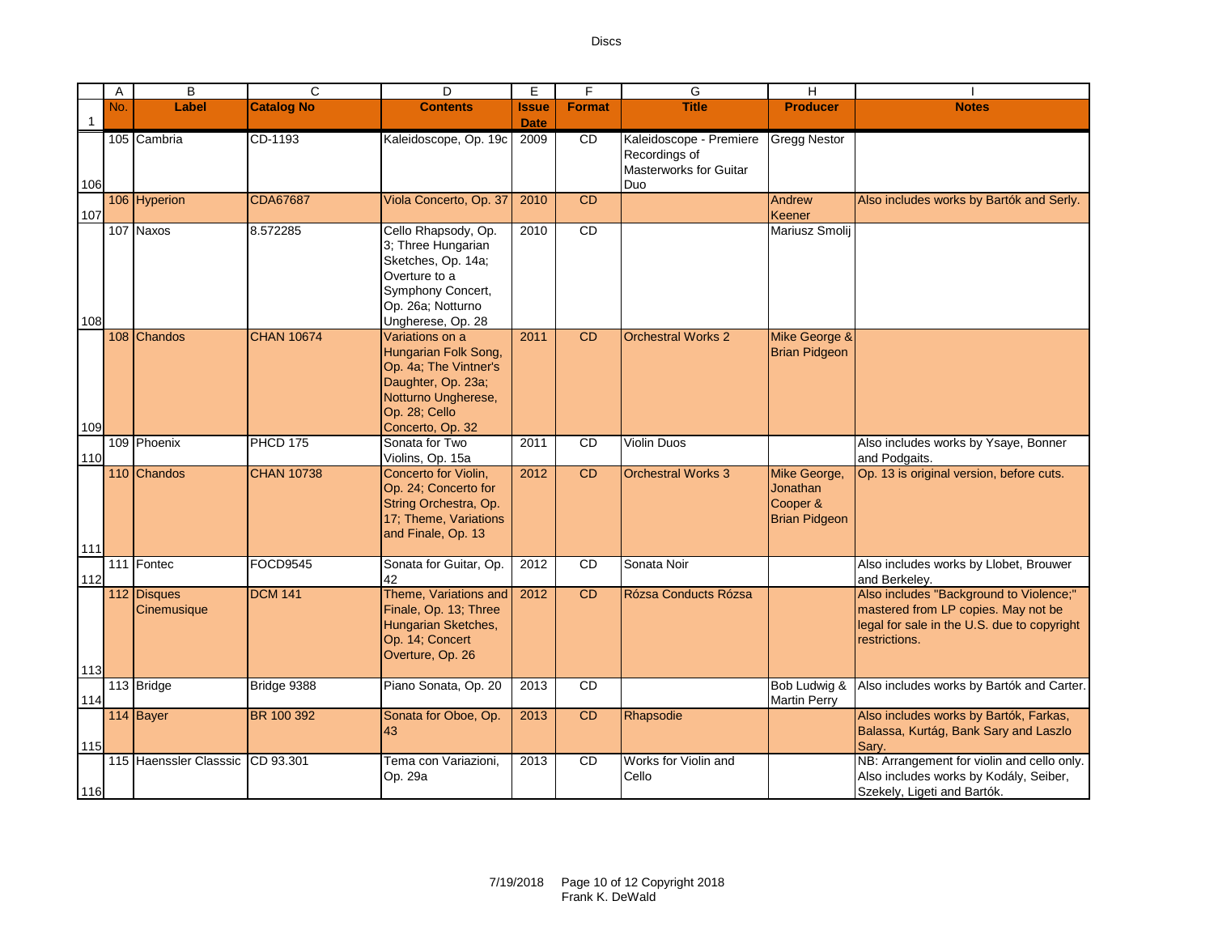| No. | Label | Catalog No | Contents | Issue Date | Format | Title | Producer | Notes |
|---|---|---|---|---|---|---|---|---|
| 105 | Cambria | CD-1193 | Kaleidoscope, Op. 19c | 2009 | CD | Kaleidoscope - Premiere Recordings of Masterworks for Guitar Duo | Gregg Nestor | |
| 106 | Hyperion | CDA67687 | Viola Concerto, Op. 37 | 2010 | CD | | Andrew Keener | Also includes works by Bartók and Serly. |
| 107 | Naxos | 8.572285 | Cello Rhapsody, Op. 3; Three Hungarian Sketches, Op. 14a; Overture to a Symphony Concert, Op. 26a; Notturno Ungherese, Op. 28 | 2010 | CD | | Mariusz Smolij | |
| 108 | Chandos | CHAN 10674 | Variations on a Hungarian Folk Song, Op. 4a; The Vintner's Daughter, Op. 23a; Notturno Ungherese, Op. 28; Cello Concerto, Op. 32 | 2011 | CD | Orchestral Works 2 | Mike George & Brian Pidgeon | |
| 109 | Phoenix | PHCD 175 | Sonata for Two Violins, Op. 15a | 2011 | CD | Violin Duos | | Also includes works by Ysaye, Bonner and Podgaits. |
| 110 | Chandos | CHAN 10738 | Concerto for Violin, Op. 24; Concerto for String Orchestra, Op. 17; Theme, Variations and Finale, Op. 13 | 2012 | CD | Orchestral Works 3 | Mike George, Jonathan Cooper & Brian Pidgeon | Op. 13 is original version, before cuts. |
| 111 | Fontec | FOCD9545 | Sonata for Guitar, Op. 42 | 2012 | CD | Sonata Noir | | Also includes works by Llobet, Brouwer and Berkeley. |
| 112 | Disques Cinemusique | DCM 141 | Theme, Variations and Finale, Op. 13; Three Hungarian Sketches, Op. 14; Concert Overture, Op. 26 | 2012 | CD | Rózsa Conducts Rózsa | | Also includes "Background to Violence;" mastered from LP copies. May not be legal for sale in the U.S. due to copyright restrictions. |
| 113 | Bridge | Bridge 9388 | Piano Sonata, Op. 20 | 2013 | CD | | Bob Ludwig & Martin Perry | Also includes works by Bartók and Carter. |
| 114 | Bayer | BR 100 392 | Sonata for Oboe, Op. 43 | 2013 | CD | Rhapsodie | | Also includes works by Bartók, Farkas, Balassa, Kurtág, Bank Sary and Laszlo Sary. |
| 115 | Haenssler Classsic | CD 93.301 | Tema con Variazioni, Op. 29a | 2013 | CD | Works for Violin and Cello | | NB: Arrangement for violin and cello only. Also includes works by Kodály, Seiber, Szekely, Ligeti and Bartók. |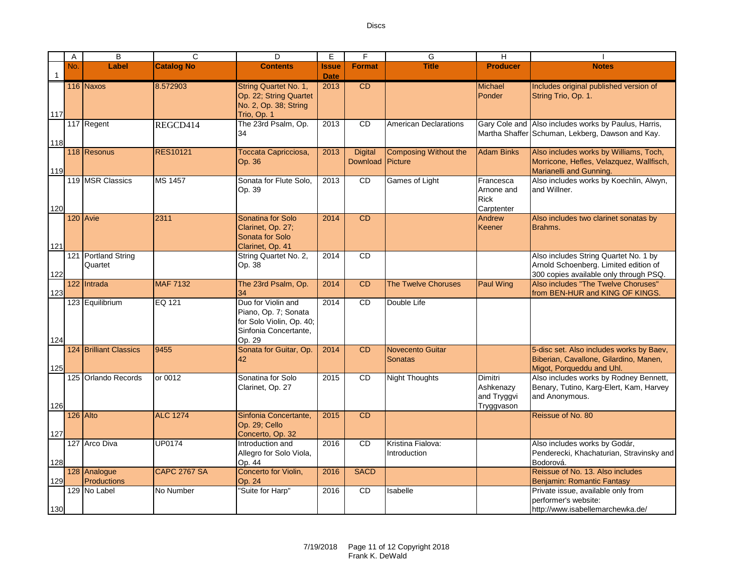| No. | Label | Catalog No | Contents | Issue Date | Format | Title | Producer | Notes |
|---|---|---|---|---|---|---|---|---|
| 116 | Naxos | 8.572903 | String Quartet No. 1, Op. 22; String Quartet No. 2, Op. 38; String Trio, Op. 1 | 2013 | CD | | Michael Ponder | Includes original published version of String Trio, Op. 1. |
| 117 | Regent | REGCD414 | The 23rd Psalm, Op. 34 | 2013 | CD | American Declarations | Gary Cole and Martha Shaffer | Also includes works by Paulus, Harris, Schuman, Lekberg, Dawson and Kay. |
| 118 | Resonus | RES10121 | Toccata Capricciosa, Op. 36 | 2013 | Digital Download | Composing Without the Picture | Adam Binks | Also includes works by Williams, Toch, Morricone, Hefles, Velazquez, Wallfisch, Marianelli and Gunning. |
| 119 | MSR Classics | MS 1457 | Sonata for Flute Solo, Op. 39 | 2013 | CD | Games of Light | Francesca Arnone and Rick Carptenter | Also includes works by Koechlin, Alwyn, and Willner. |
| 120 | Avie | 2311 | Sonatina for Solo Clarinet, Op. 27; Sonata for Solo Clarinet, Op. 41 | 2014 | CD | | Andrew Keener | Also includes two clarinet sonatas by Brahms. |
| 121 | Portland String Quartet | | String Quartet No. 2, Op. 38 | 2014 | CD | | | Also includes String Quartet No. 1 by Arnold Schoenberg. Limited edition of 300 copies available only through PSQ. |
| 122 | Intrada | MAF 7132 | The 23rd Psalm, Op. 34 | 2014 | CD | The Twelve Choruses | Paul Wing | Also includes "The Twelve Choruses" from BEN-HUR and KING OF KINGS. |
| 123 | Equilibrium | EQ 121 | Duo for Violin and Piano, Op. 7; Sonata for Solo Violin, Op. 40; Sinfonia Concertante, Op. 29 | 2014 | CD | Double Life | | |
| 124 | Brilliant Classics | 9455 | Sonata for Guitar, Op. 42 | 2014 | CD | Novecento Guitar Sonatas | | 5-disc set. Also includes works by Baev, Biberian, Cavallone, Gilardino, Manen, Migot, Porqueddu and Uhl. |
| 125 | Orlando Records | or 0012 | Sonatina for Solo Clarinet, Op. 27 | 2015 | CD | Night Thoughts | Dimitri Ashkenazy and Tryggvi Tryggvason | Also includes works by Rodney Bennett, Benary, Tutino, Karg-Elert, Kam, Harvey and Anonymous. |
| 126 | Alto | ALC 1274 | Sinfonia Concertante, Op. 29; Cello Concerto, Op. 32 | 2015 | CD | | | Reissue of No. 80 |
| 127 | Arco Diva | UP0174 | Introduction and Allegro for Solo Viola, Op. 44 | 2016 | CD | Kristina Fialova: Introduction | | Also includes works by Godár, Penderecki, Khachaturian, Stravinsky and Bodorová. |
| 128 | Analogue Productions | CAPC 2767 SA | Concerto for Violin, Op. 24 | 2016 | SACD | | | Reissue of No. 13. Also includes Benjamin: Romantic Fantasy |
| 129 | No Label | No Number | "Suite for Harp" | 2016 | CD | Isabelle | | Private issue, available only from performer's website: http://www.isabellemarchewka.de/ |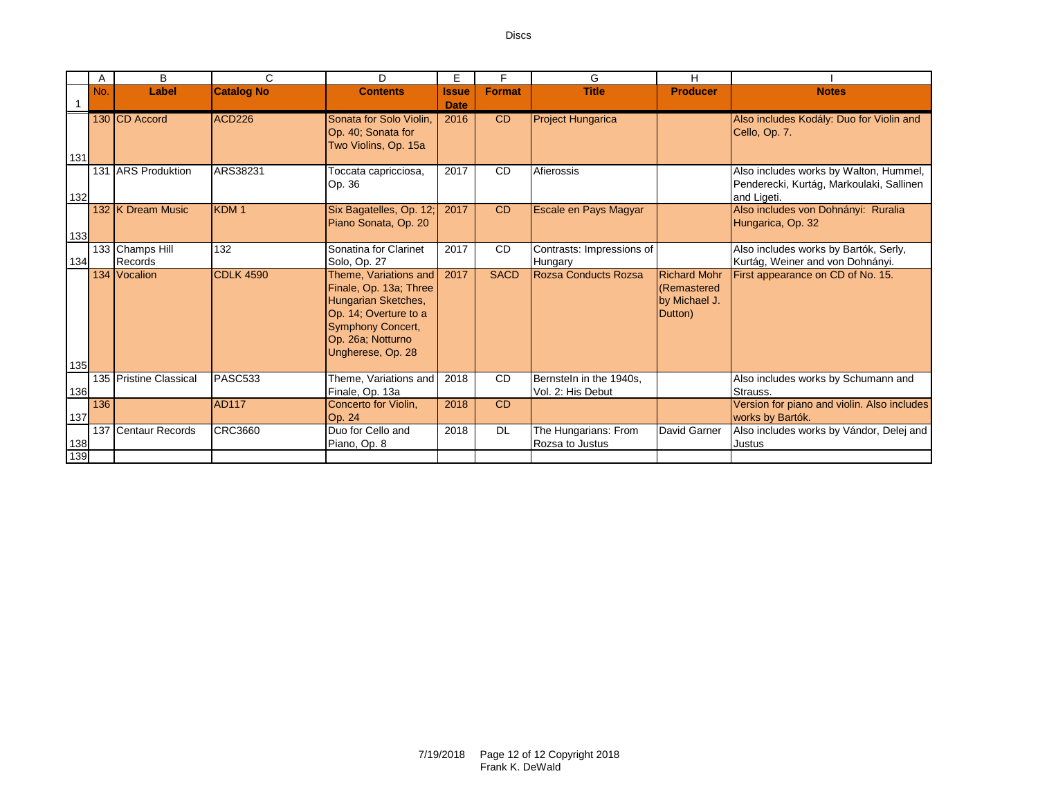| No. | Label | Catalog No | Contents | Issue Date | Format | Title | Producer | Notes |
|---|---|---|---|---|---|---|---|---|
| 130 | CD Accord | ACD226 | Sonata for Solo Violin, Op. 40; Sonata for Two Violins, Op. 15a | 2016 | CD | Project Hungarica | | Also includes Kodály: Duo for Violin and Cello, Op. 7. |
| 131 | ARS Produktion | ARS38231 | Toccata capricciosa, Op. 36 | 2017 | CD | Afierossis | | Also includes works by Walton, Hummel, Penderecki, Kurtág, Markoulaki, Sallinen and Ligeti. |
| 132 | K Dream Music | KDM 1 | Six Bagatelles, Op. 12; Piano Sonata, Op. 20 | 2017 | CD | Escale en Pays Magyar | | Also includes von Dohnányi: Ruralia Hungarica, Op. 32 |
| 133 | Champs Hill Records | 132 | Sonatina for Clarinet Solo, Op. 27 | 2017 | CD | Contrasts: Impressions of Hungary | | Also includes works by Bartók, Serly, Kurtág, Weiner and von Dohnányi. |
| 134 | Vocalion | CDLK 4590 | Theme, Variations and Finale, Op. 13a; Three Hungarian Sketches, Op. 14; Overture to a Symphony Concert, Op. 26a; Notturno Ungherese, Op. 28 | 2017 | SACD | Rozsa Conducts Rozsa | Richard Mohr (Remastered by Michael J. Dutton) | First appearance on CD of No. 15. |
| 135 | Pristine Classical | PASC533 | Theme, Variations and Finale, Op. 13a | 2018 | CD | BernsteIn in the 1940s, Vol. 2: His Debut | | Also includes works by Schumann and Strauss. |
| 136 | | AD117 | Concerto for Violin, Op. 24 | 2018 | CD | | | Version for piano and violin. Also includes works by Bartók. |
| 137 | Centaur Records | CRC3660 | Duo for Cello and Piano, Op. 8 | 2018 | DL | The Hungarians: From Rozsa to Justus | David Garner | Also includes works by Vándor, Delej and Justus |

7/19/2018 Copyright 2018 Frank K. DeWald